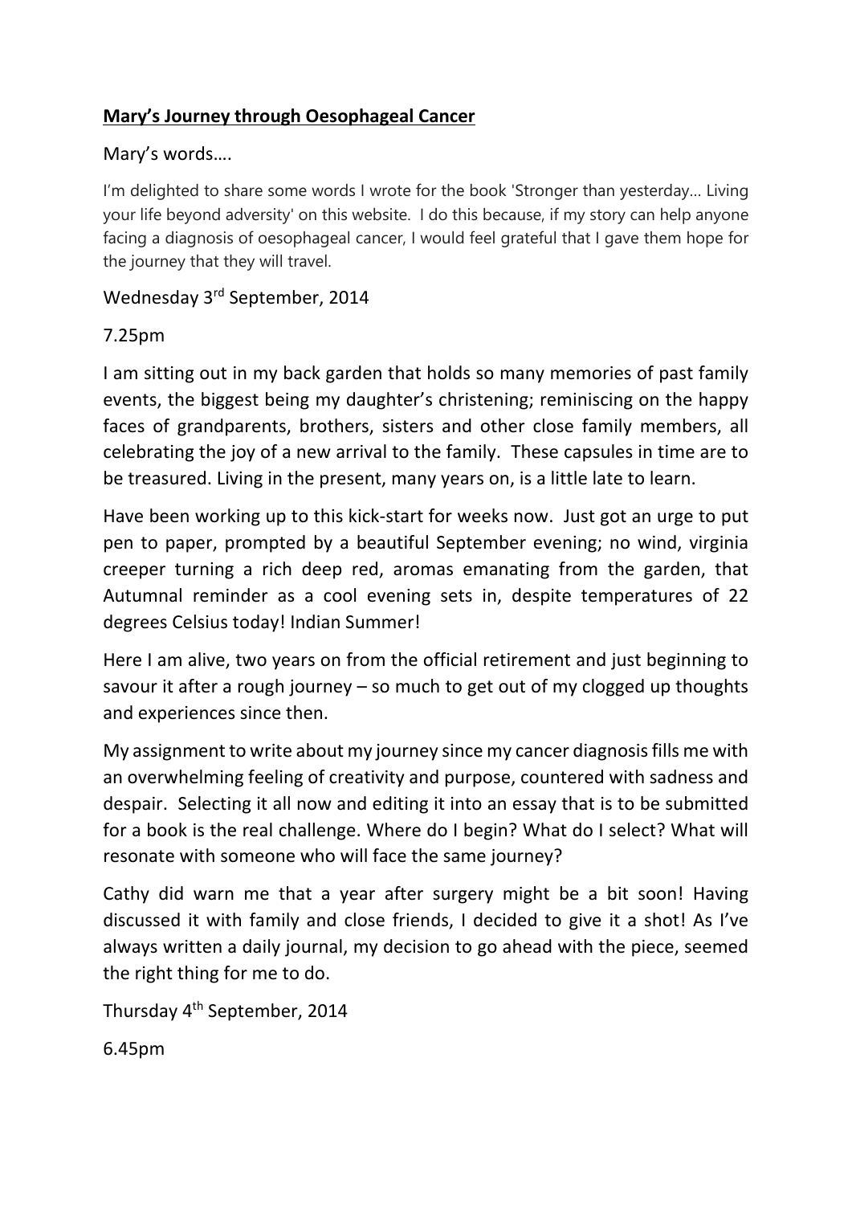**Mary's Journey through Oesophageal Cancer**

Mary's words….

I'm delighted to share some words I wrote for the book 'Stronger than yesterday… Living your life beyond adversity' on this website. I do this because, if my story can help anyone facing a diagnosis of oesophageal cancer, I would feel grateful that I gave them hope for the journey that they will travel.

Wednesday 3rd September, 2014

7.25pm

I am sitting out in my back garden that holds so many memories of past family events, the biggest being my daughter's christening; reminiscing on the happy faces of grandparents, brothers, sisters and other close family members, all celebrating the joy of a new arrival to the family. These capsules in time are to be treasured. Living in the present, many years on, is a little late to learn.

Have been working up to this kick-start for weeks now. Just got an urge to put pen to paper, prompted by a beautiful September evening; no wind, virginia creeper turning a rich deep red, aromas emanating from the garden, that Autumnal reminder as a cool evening sets in, despite temperatures of 22 degrees Celsius today! Indian Summer!

Here I am alive, two years on from the official retirement and just beginning to savour it after a rough journey – so much to get out of my clogged up thoughts and experiences since then.

My assignment to write about my journey since my cancer diagnosis fills me with an overwhelming feeling of creativity and purpose, countered with sadness and despair. Selecting it all now and editing it into an essay that is to be submitted for a book is the real challenge. Where do I begin? What do I select? What will resonate with someone who will face the same journey?

Cathy did warn me that a year after surgery might be a bit soon! Having discussed it with family and close friends, I decided to give it a shot! As I've always written a daily journal, my decision to go ahead with the piece, seemed the right thing for me to do.

Thursday 4th September, 2014

6.45pm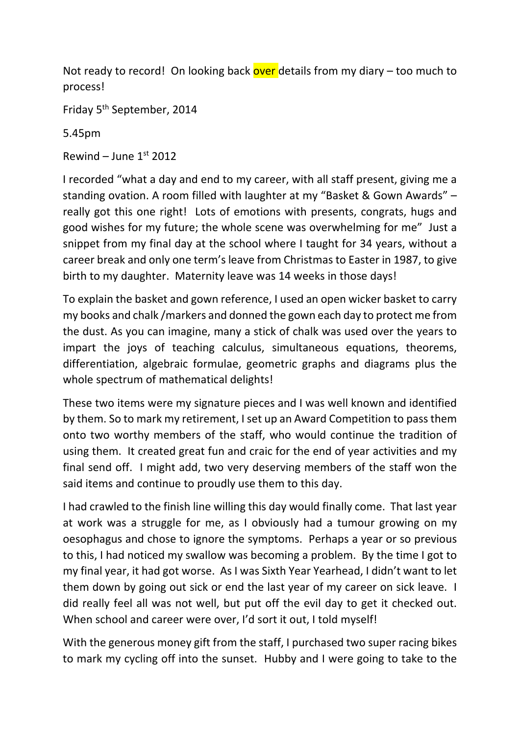Not ready to record! On looking back over details from my diary – too much to process!

Friday 5th September, 2014

5.45pm

Rewind – June 1st 2012

I recorded "what a day and end to my career, with all staff present, giving me a standing ovation. A room filled with laughter at my "Basket & Gown Awards" – really got this one right! Lots of emotions with presents, congrats, hugs and good wishes for my future; the whole scene was overwhelming for me" Just a snippet from my final day at the school where I taught for 34 years, without a career break and only one term's leave from Christmas to Easter in 1987, to give birth to my daughter. Maternity leave was 14 weeks in those days!

To explain the basket and gown reference, I used an open wicker basket to carry my books and chalk /markers and donned the gown each day to protect me from the dust. As you can imagine, many a stick of chalk was used over the years to impart the joys of teaching calculus, simultaneous equations, theorems, differentiation, algebraic formulae, geometric graphs and diagrams plus the whole spectrum of mathematical delights!

These two items were my signature pieces and I was well known and identified by them. So to mark my retirement, I set up an Award Competition to pass them onto two worthy members of the staff, who would continue the tradition of using them. It created great fun and craic for the end of year activities and my final send off. I might add, two very deserving members of the staff won the said items and continue to proudly use them to this day.

I had crawled to the finish line willing this day would finally come. That last year at work was a struggle for me, as I obviously had a tumour growing on my oesophagus and chose to ignore the symptoms. Perhaps a year or so previous to this, I had noticed my swallow was becoming a problem. By the time I got to my final year, it had got worse. As I was Sixth Year Yearhead, I didn't want to let them down by going out sick or end the last year of my career on sick leave. I did really feel all was not well, but put off the evil day to get it checked out. When school and career were over, I'd sort it out, I told myself!

With the generous money gift from the staff, I purchased two super racing bikes to mark my cycling off into the sunset. Hubby and I were going to take to the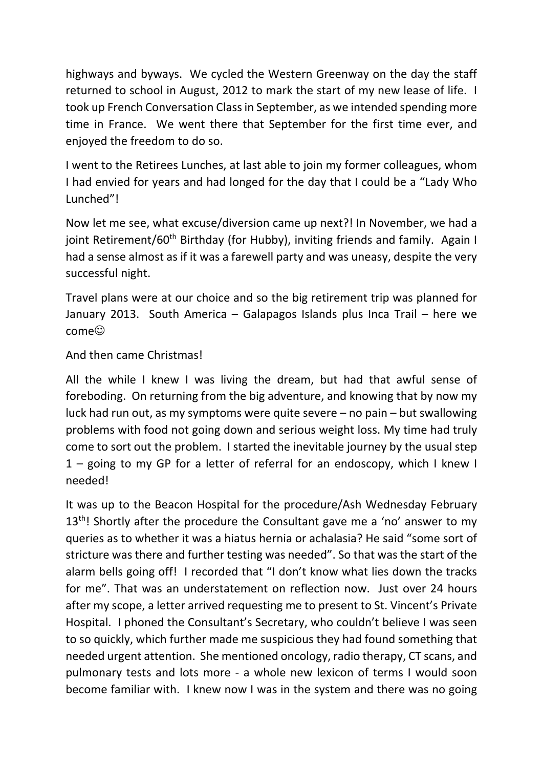highways and byways. We cycled the Western Greenway on the day the staff returned to school in August, 2012 to mark the start of my new lease of life. I took up French Conversation Class in September, as we intended spending more time in France. We went there that September for the first time ever, and enjoyed the freedom to do so.

I went to the Retirees Lunches, at last able to join my former colleagues, whom I had envied for years and had longed for the day that I could be a "Lady Who Lunched"!

Now let me see, what excuse/diversion came up next?! In November, we had a joint Retirement/60th Birthday (for Hubby), inviting friends and family. Again I had a sense almost as if it was a farewell party and was uneasy, despite the very successful night.

Travel plans were at our choice and so the big retirement trip was planned for January 2013. South America – Galapagos Islands plus Inca Trail – here we come☺

And then came Christmas!

All the while I knew I was living the dream, but had that awful sense of foreboding. On returning from the big adventure, and knowing that by now my luck had run out, as my symptoms were quite severe – no pain – but swallowing problems with food not going down and serious weight loss. My time had truly come to sort out the problem. I started the inevitable journey by the usual step 1 – going to my GP for a letter of referral for an endoscopy, which I knew I needed!

It was up to the Beacon Hospital for the procedure/Ash Wednesday February 13th! Shortly after the procedure the Consultant gave me a 'no' answer to my queries as to whether it was a hiatus hernia or achalasia? He said "some sort of stricture was there and further testing was needed". So that was the start of the alarm bells going off! I recorded that "I don't know what lies down the tracks for me". That was an understatement on reflection now. Just over 24 hours after my scope, a letter arrived requesting me to present to St. Vincent's Private Hospital. I phoned the Consultant's Secretary, who couldn't believe I was seen to so quickly, which further made me suspicious they had found something that needed urgent attention. She mentioned oncology, radio therapy, CT scans, and pulmonary tests and lots more - a whole new lexicon of terms I would soon become familiar with. I knew now I was in the system and there was no going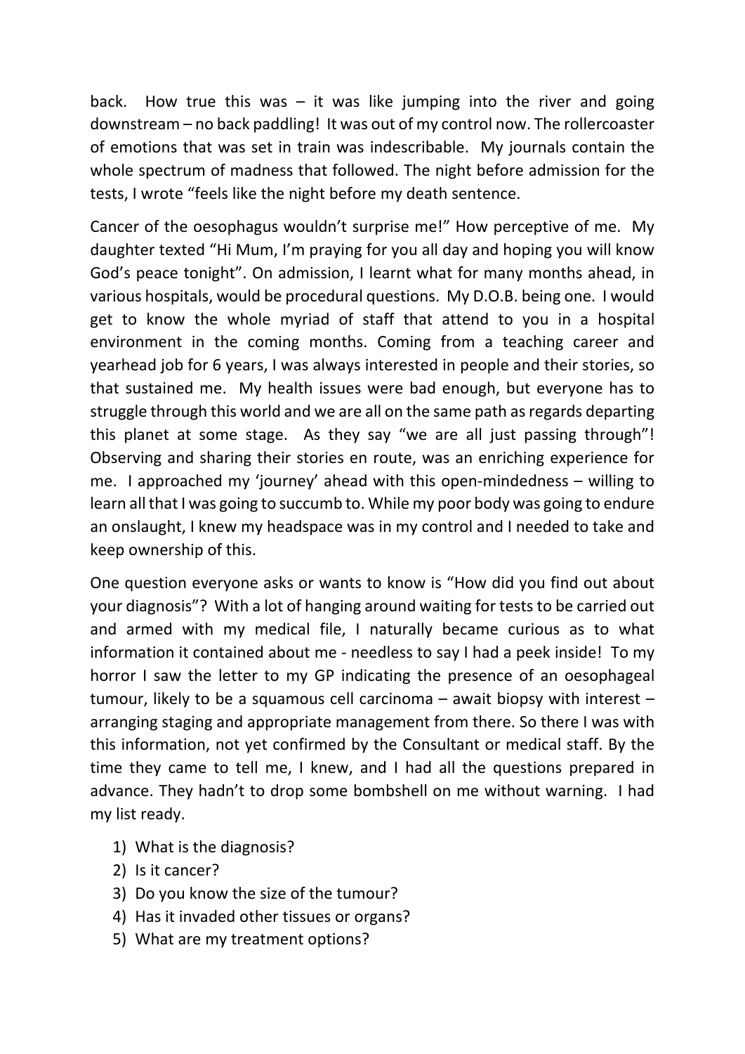back. How true this was – it was like jumping into the river and going downstream – no back paddling! It was out of my control now. The rollercoaster of emotions that was set in train was indescribable. My journals contain the whole spectrum of madness that followed. The night before admission for the tests, I wrote "feels like the night before my death sentence.

Cancer of the oesophagus wouldn't surprise me!" How perceptive of me. My daughter texted "Hi Mum, I'm praying for you all day and hoping you will know God's peace tonight". On admission, I learnt what for many months ahead, in various hospitals, would be procedural questions. My D.O.B. being one. I would get to know the whole myriad of staff that attend to you in a hospital environment in the coming months. Coming from a teaching career and yearhead job for 6 years, I was always interested in people and their stories, so that sustained me. My health issues were bad enough, but everyone has to struggle through this world and we are all on the same path as regards departing this planet at some stage. As they say "we are all just passing through"! Observing and sharing their stories en route, was an enriching experience for me. I approached my 'journey' ahead with this open-mindedness – willing to learn all that I was going to succumb to. While my poor body was going to endure an onslaught, I knew my headspace was in my control and I needed to take and keep ownership of this.

One question everyone asks or wants to know is "How did you find out about your diagnosis"? With a lot of hanging around waiting for tests to be carried out and armed with my medical file, I naturally became curious as to what information it contained about me - needless to say I had a peek inside! To my horror I saw the letter to my GP indicating the presence of an oesophageal tumour, likely to be a squamous cell carcinoma – await biopsy with interest – arranging staging and appropriate management from there. So there I was with this information, not yet confirmed by the Consultant or medical staff. By the time they came to tell me, I knew, and I had all the questions prepared in advance. They hadn't to drop some bombshell on me without warning. I had my list ready.

1) What is the diagnosis?
2) Is it cancer?
3) Do you know the size of the tumour?
4) Has it invaded other tissues or organs?
5) What are my treatment options?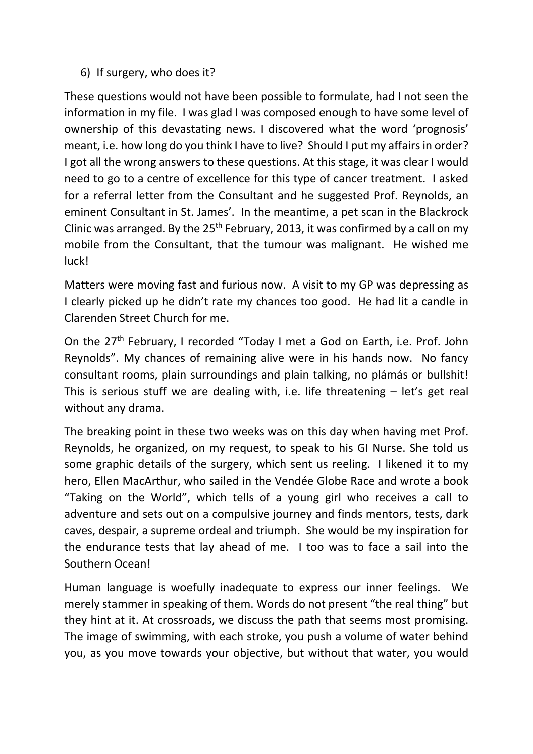6) If surgery, who does it?

These questions would not have been possible to formulate, had I not seen the information in my file. I was glad I was composed enough to have some level of ownership of this devastating news. I discovered what the word 'prognosis' meant, i.e. how long do you think I have to live? Should I put my affairs in order? I got all the wrong answers to these questions. At this stage, it was clear I would need to go to a centre of excellence for this type of cancer treatment. I asked for a referral letter from the Consultant and he suggested Prof. Reynolds, an eminent Consultant in St. James'. In the meantime, a pet scan in the Blackrock Clinic was arranged. By the 25th February, 2013, it was confirmed by a call on my mobile from the Consultant, that the tumour was malignant. He wished me luck!

Matters were moving fast and furious now. A visit to my GP was depressing as I clearly picked up he didn't rate my chances too good. He had lit a candle in Clarenden Street Church for me.

On the 27th February, I recorded "Today I met a God on Earth, i.e. Prof. John Reynolds". My chances of remaining alive were in his hands now. No fancy consultant rooms, plain surroundings and plain talking, no plámás or bullshit! This is serious stuff we are dealing with, i.e. life threatening – let's get real without any drama.

The breaking point in these two weeks was on this day when having met Prof. Reynolds, he organized, on my request, to speak to his GI Nurse. She told us some graphic details of the surgery, which sent us reeling. I likened it to my hero, Ellen MacArthur, who sailed in the Vendée Globe Race and wrote a book "Taking on the World", which tells of a young girl who receives a call to adventure and sets out on a compulsive journey and finds mentors, tests, dark caves, despair, a supreme ordeal and triumph. She would be my inspiration for the endurance tests that lay ahead of me. I too was to face a sail into the Southern Ocean!

Human language is woefully inadequate to express our inner feelings. We merely stammer in speaking of them. Words do not present "the real thing" but they hint at it. At crossroads, we discuss the path that seems most promising. The image of swimming, with each stroke, you push a volume of water behind you, as you move towards your objective, but without that water, you would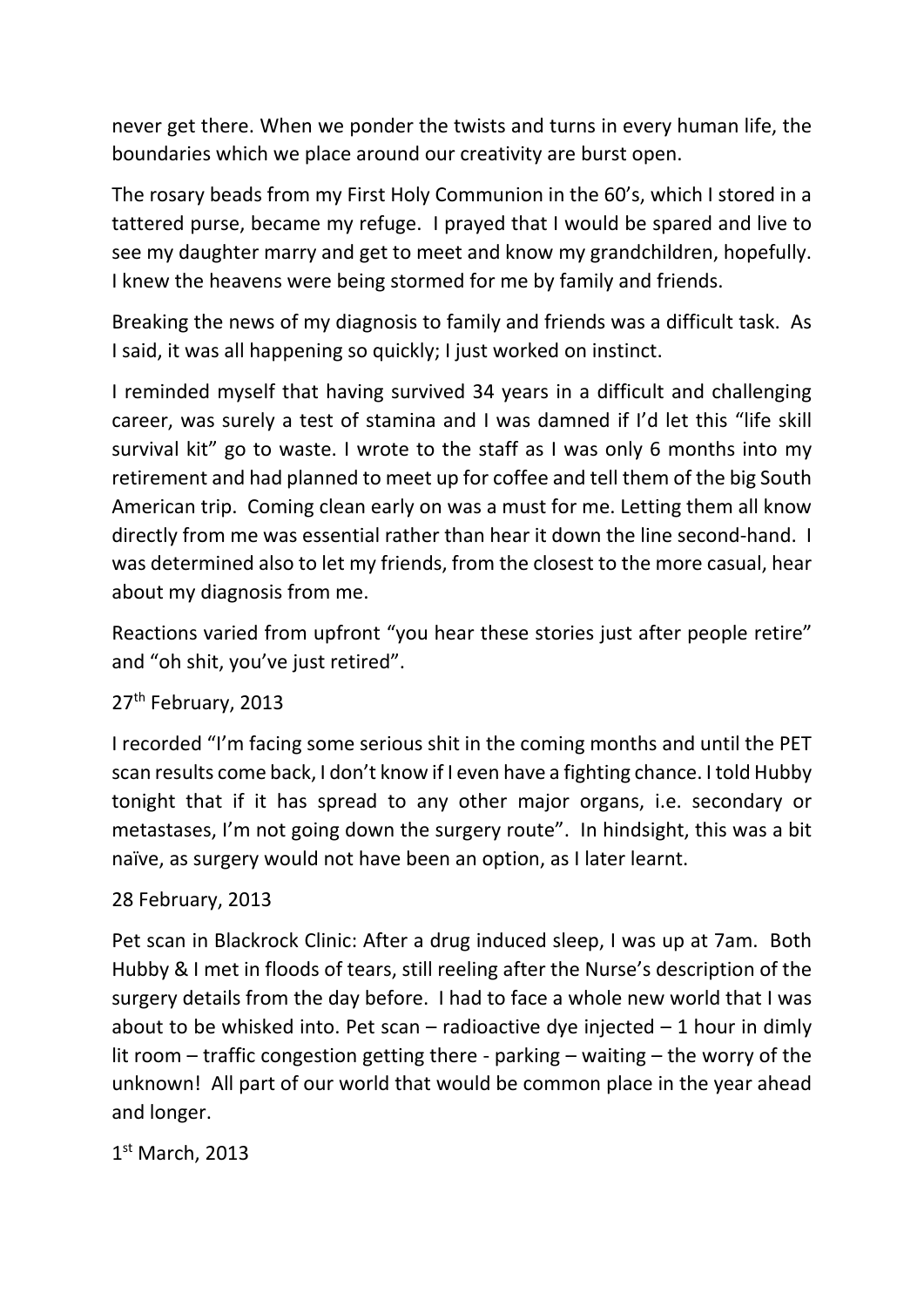never get there. When we ponder the twists and turns in every human life, the boundaries which we place around our creativity are burst open.

The rosary beads from my First Holy Communion in the 60's, which I stored in a tattered purse, became my refuge. I prayed that I would be spared and live to see my daughter marry and get to meet and know my grandchildren, hopefully. I knew the heavens were being stormed for me by family and friends.

Breaking the news of my diagnosis to family and friends was a difficult task. As I said, it was all happening so quickly; I just worked on instinct.

I reminded myself that having survived 34 years in a difficult and challenging career, was surely a test of stamina and I was damned if I'd let this "life skill survival kit" go to waste. I wrote to the staff as I was only 6 months into my retirement and had planned to meet up for coffee and tell them of the big South American trip. Coming clean early on was a must for me. Letting them all know directly from me was essential rather than hear it down the line second-hand. I was determined also to let my friends, from the closest to the more casual, hear about my diagnosis from me.

Reactions varied from upfront "you hear these stories just after people retire" and "oh shit, you've just retired".

27th February, 2013

I recorded "I'm facing some serious shit in the coming months and until the PET scan results come back, I don't know if I even have a fighting chance. I told Hubby tonight that if it has spread to any other major organs, i.e. secondary or metastases, I'm not going down the surgery route". In hindsight, this was a bit naïve, as surgery would not have been an option, as I later learnt.

28 February, 2013

Pet scan in Blackrock Clinic: After a drug induced sleep, I was up at 7am. Both Hubby & I met in floods of tears, still reeling after the Nurse's description of the surgery details from the day before. I had to face a whole new world that I was about to be whisked into. Pet scan – radioactive dye injected – 1 hour in dimly lit room – traffic congestion getting there - parking – waiting – the worry of the unknown! All part of our world that would be common place in the year ahead and longer.

1st March, 2013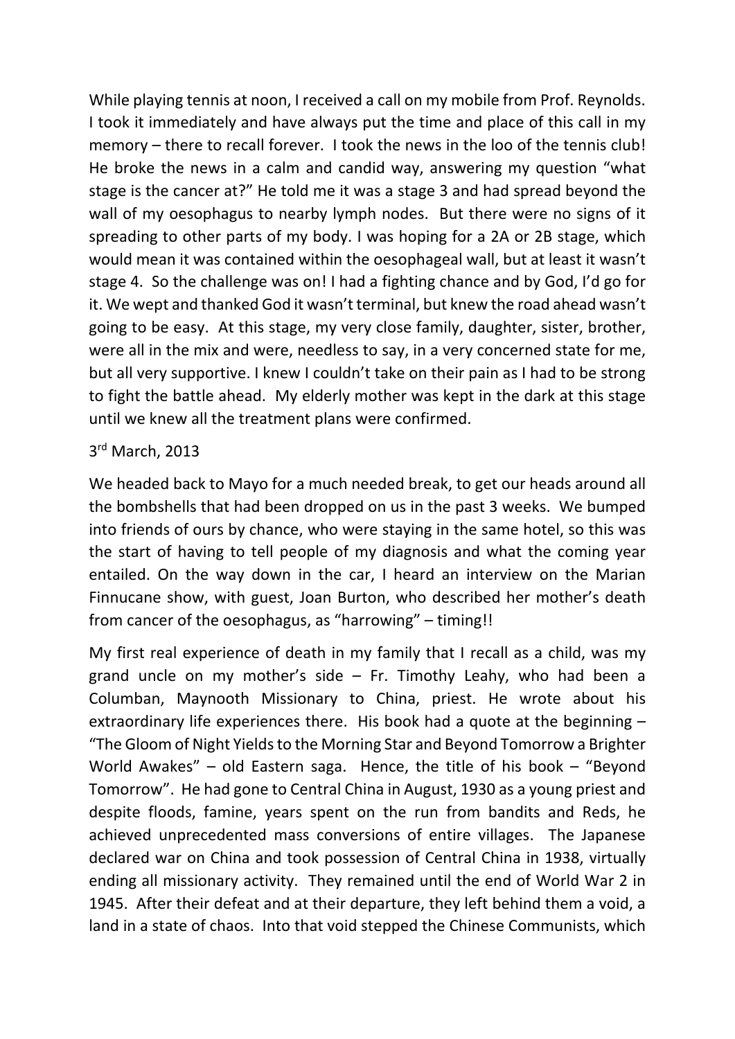While playing tennis at noon, I received a call on my mobile from Prof. Reynolds. I took it immediately and have always put the time and place of this call in my memory – there to recall forever. I took the news in the loo of the tennis club! He broke the news in a calm and candid way, answering my question "what stage is the cancer at?" He told me it was a stage 3 and had spread beyond the wall of my oesophagus to nearby lymph nodes. But there were no signs of it spreading to other parts of my body. I was hoping for a 2A or 2B stage, which would mean it was contained within the oesophageal wall, but at least it wasn't stage 4. So the challenge was on! I had a fighting chance and by God, I'd go for it. We wept and thanked God it wasn't terminal, but knew the road ahead wasn't going to be easy. At this stage, my very close family, daughter, sister, brother, were all in the mix and were, needless to say, in a very concerned state for me, but all very supportive. I knew I couldn't take on their pain as I had to be strong to fight the battle ahead. My elderly mother was kept in the dark at this stage until we knew all the treatment plans were confirmed.

3rd March, 2013

We headed back to Mayo for a much needed break, to get our heads around all the bombshells that had been dropped on us in the past 3 weeks. We bumped into friends of ours by chance, who were staying in the same hotel, so this was the start of having to tell people of my diagnosis and what the coming year entailed. On the way down in the car, I heard an interview on the Marian Finnucane show, with guest, Joan Burton, who described her mother's death from cancer of the oesophagus, as "harrowing" – timing!!

My first real experience of death in my family that I recall as a child, was my grand uncle on my mother's side – Fr. Timothy Leahy, who had been a Columban, Maynooth Missionary to China, priest. He wrote about his extraordinary life experiences there. His book had a quote at the beginning – "The Gloom of Night Yields to the Morning Star and Beyond Tomorrow a Brighter World Awakes" – old Eastern saga. Hence, the title of his book – "Beyond Tomorrow". He had gone to Central China in August, 1930 as a young priest and despite floods, famine, years spent on the run from bandits and Reds, he achieved unprecedented mass conversions of entire villages. The Japanese declared war on China and took possession of Central China in 1938, virtually ending all missionary activity. They remained until the end of World War 2 in 1945. After their defeat and at their departure, they left behind them a void, a land in a state of chaos. Into that void stepped the Chinese Communists, which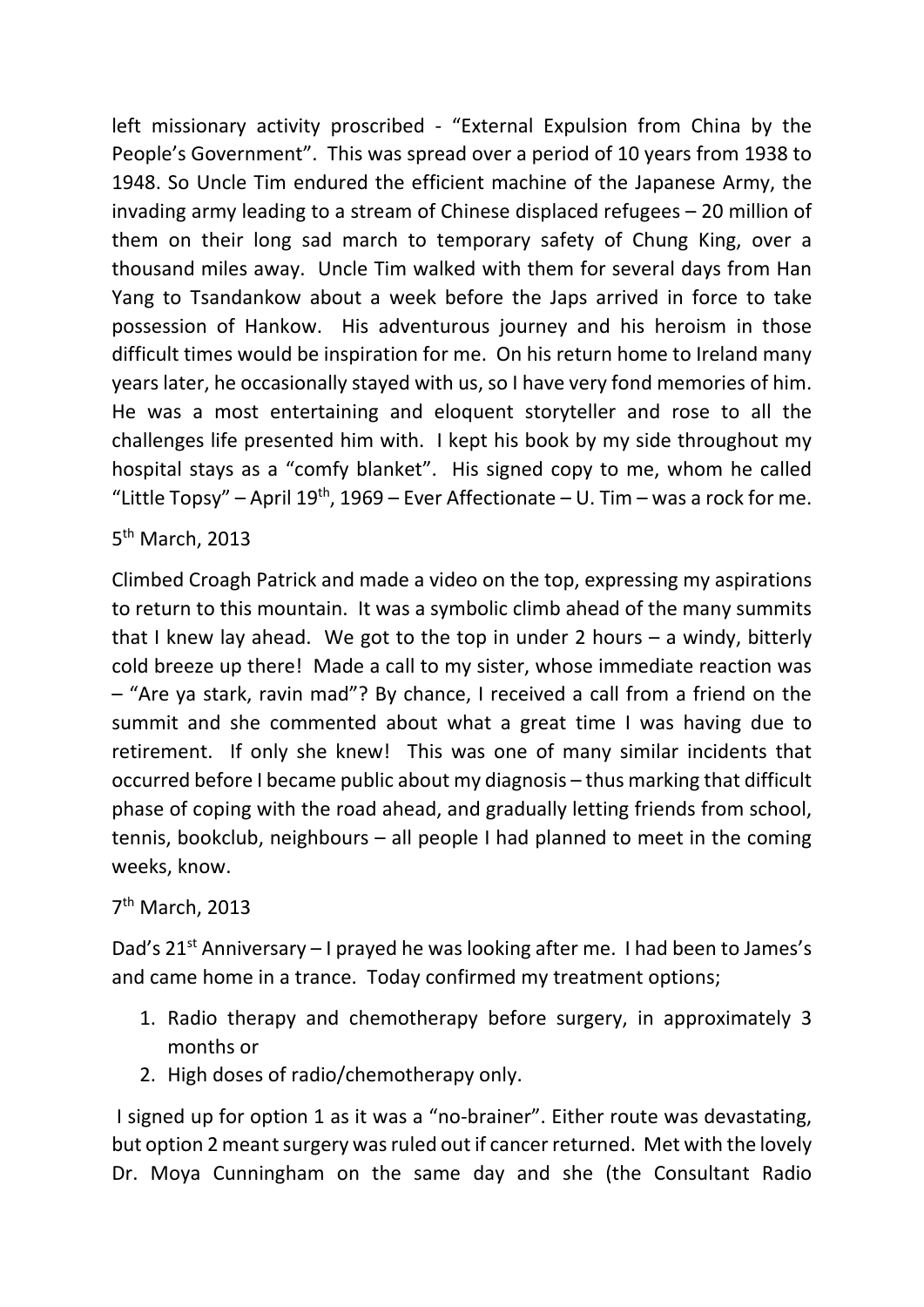left missionary activity proscribed - "External Expulsion from China by the People's Government". This was spread over a period of 10 years from 1938 to 1948. So Uncle Tim endured the efficient machine of the Japanese Army, the invading army leading to a stream of Chinese displaced refugees – 20 million of them on their long sad march to temporary safety of Chung King, over a thousand miles away. Uncle Tim walked with them for several days from Han Yang to Tsandankow about a week before the Japs arrived in force to take possession of Hankow. His adventurous journey and his heroism in those difficult times would be inspiration for me. On his return home to Ireland many years later, he occasionally stayed with us, so I have very fond memories of him. He was a most entertaining and eloquent storyteller and rose to all the challenges life presented him with. I kept his book by my side throughout my hospital stays as a "comfy blanket". His signed copy to me, whom he called "Little Topsy" – April 19th, 1969 – Ever Affectionate – U. Tim – was a rock for me.

5th March, 2013

Climbed Croagh Patrick and made a video on the top, expressing my aspirations to return to this mountain. It was a symbolic climb ahead of the many summits that I knew lay ahead. We got to the top in under 2 hours – a windy, bitterly cold breeze up there! Made a call to my sister, whose immediate reaction was – "Are ya stark, ravin mad"? By chance, I received a call from a friend on the summit and she commented about what a great time I was having due to retirement. If only she knew! This was one of many similar incidents that occurred before I became public about my diagnosis – thus marking that difficult phase of coping with the road ahead, and gradually letting friends from school, tennis, bookclub, neighbours – all people I had planned to meet in the coming weeks, know.

7th March, 2013

Dad's 21st Anniversary – I prayed he was looking after me. I had been to James's and came home in a trance. Today confirmed my treatment options;

1. Radio therapy and chemotherapy before surgery, in approximately 3 months or
2. High doses of radio/chemotherapy only.

I signed up for option 1 as it was a "no-brainer". Either route was devastating, but option 2 meant surgery was ruled out if cancer returned. Met with the lovely Dr. Moya Cunningham on the same day and she (the Consultant Radio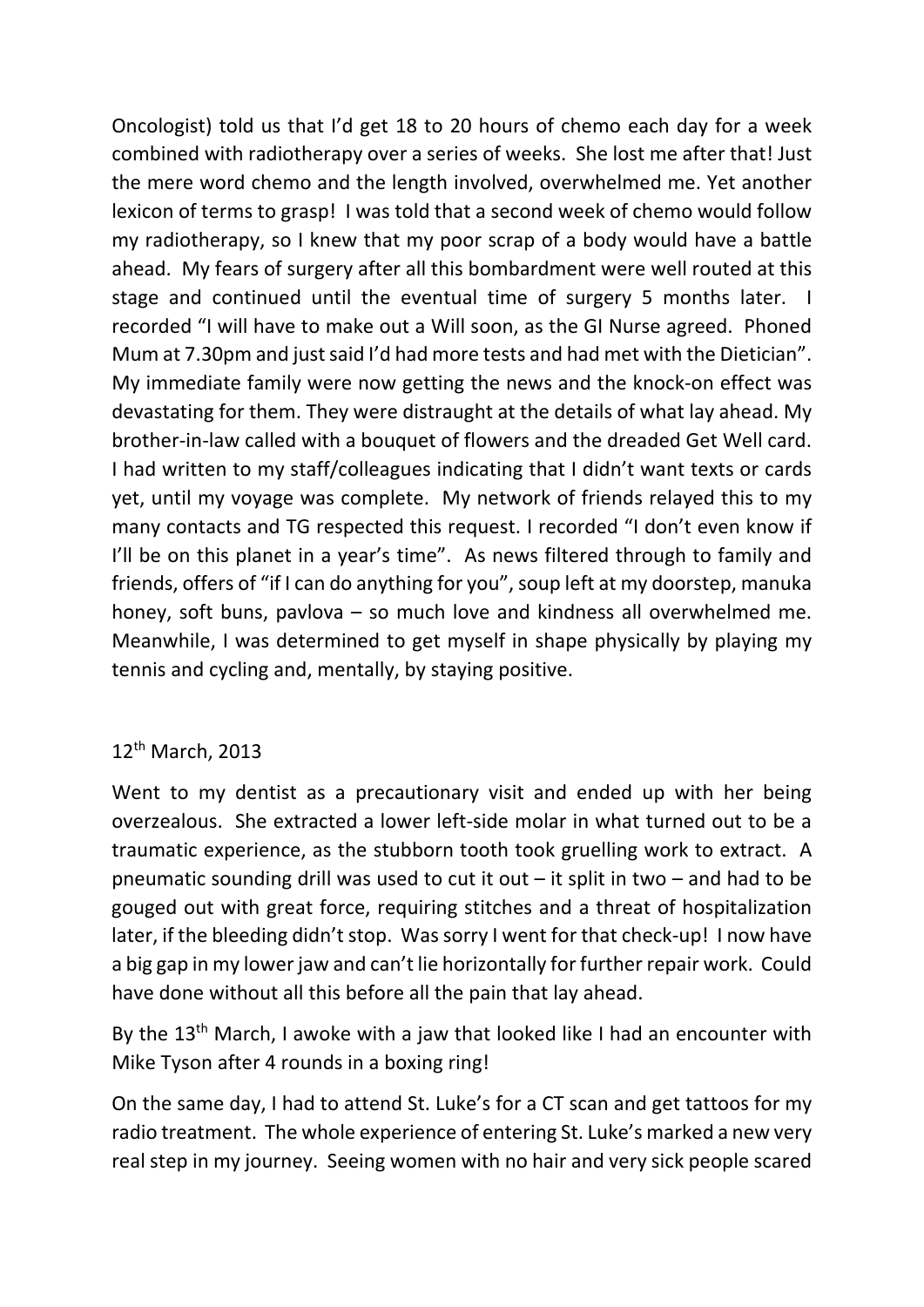Oncologist) told us that I'd get 18 to 20 hours of chemo each day for a week combined with radiotherapy over a series of weeks. She lost me after that! Just the mere word chemo and the length involved, overwhelmed me. Yet another lexicon of terms to grasp! I was told that a second week of chemo would follow my radiotherapy, so I knew that my poor scrap of a body would have a battle ahead. My fears of surgery after all this bombardment were well routed at this stage and continued until the eventual time of surgery 5 months later. I recorded "I will have to make out a Will soon, as the GI Nurse agreed. Phoned Mum at 7.30pm and just said I'd had more tests and had met with the Dietician". My immediate family were now getting the news and the knock-on effect was devastating for them. They were distraught at the details of what lay ahead. My brother-in-law called with a bouquet of flowers and the dreaded Get Well card. I had written to my staff/colleagues indicating that I didn't want texts or cards yet, until my voyage was complete. My network of friends relayed this to my many contacts and TG respected this request. I recorded "I don't even know if I'll be on this planet in a year's time". As news filtered through to family and friends, offers of "if I can do anything for you", soup left at my doorstep, manuka honey, soft buns, pavlova – so much love and kindness all overwhelmed me. Meanwhile, I was determined to get myself in shape physically by playing my tennis and cycling and, mentally, by staying positive.

12th March, 2013

Went to my dentist as a precautionary visit and ended up with her being overzealous. She extracted a lower left-side molar in what turned out to be a traumatic experience, as the stubborn tooth took gruelling work to extract. A pneumatic sounding drill was used to cut it out – it split in two – and had to be gouged out with great force, requiring stitches and a threat of hospitalization later, if the bleeding didn't stop. Was sorry I went for that check-up! I now have a big gap in my lower jaw and can't lie horizontally for further repair work. Could have done without all this before all the pain that lay ahead.

By the 13th March, I awoke with a jaw that looked like I had an encounter with Mike Tyson after 4 rounds in a boxing ring!

On the same day, I had to attend St. Luke's for a CT scan and get tattoos for my radio treatment. The whole experience of entering St. Luke's marked a new very real step in my journey. Seeing women with no hair and very sick people scared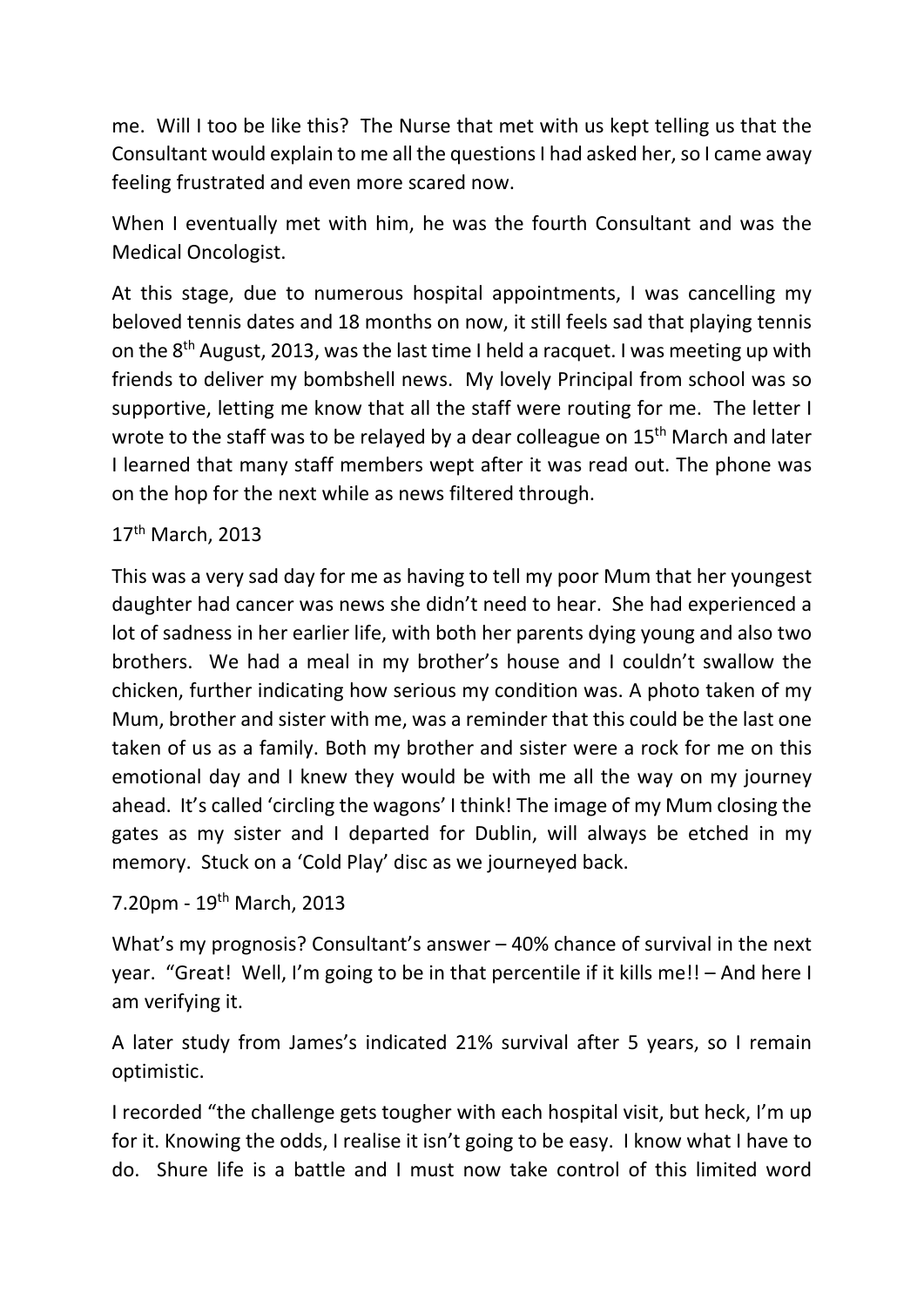me. Will I too be like this? The Nurse that met with us kept telling us that the Consultant would explain to me all the questions I had asked her, so I came away feeling frustrated and even more scared now.

When I eventually met with him, he was the fourth Consultant and was the Medical Oncologist.

At this stage, due to numerous hospital appointments, I was cancelling my beloved tennis dates and 18 months on now, it still feels sad that playing tennis on the 8th August, 2013, was the last time I held a racquet. I was meeting up with friends to deliver my bombshell news. My lovely Principal from school was so supportive, letting me know that all the staff were routing for me. The letter I wrote to the staff was to be relayed by a dear colleague on 15th March and later I learned that many staff members wept after it was read out. The phone was on the hop for the next while as news filtered through.

17th March, 2013

This was a very sad day for me as having to tell my poor Mum that her youngest daughter had cancer was news she didn't need to hear. She had experienced a lot of sadness in her earlier life, with both her parents dying young and also two brothers. We had a meal in my brother's house and I couldn't swallow the chicken, further indicating how serious my condition was. A photo taken of my Mum, brother and sister with me, was a reminder that this could be the last one taken of us as a family. Both my brother and sister were a rock for me on this emotional day and I knew they would be with me all the way on my journey ahead. It's called 'circling the wagons' I think! The image of my Mum closing the gates as my sister and I departed for Dublin, will always be etched in my memory. Stuck on a 'Cold Play' disc as we journeyed back.

7.20pm - 19th March, 2013

What's my prognosis? Consultant's answer – 40% chance of survival in the next year. "Great! Well, I'm going to be in that percentile if it kills me!! – And here I am verifying it.

A later study from James's indicated 21% survival after 5 years, so I remain optimistic.

I recorded "the challenge gets tougher with each hospital visit, but heck, I'm up for it. Knowing the odds, I realise it isn't going to be easy. I know what I have to do. Shure life is a battle and I must now take control of this limited word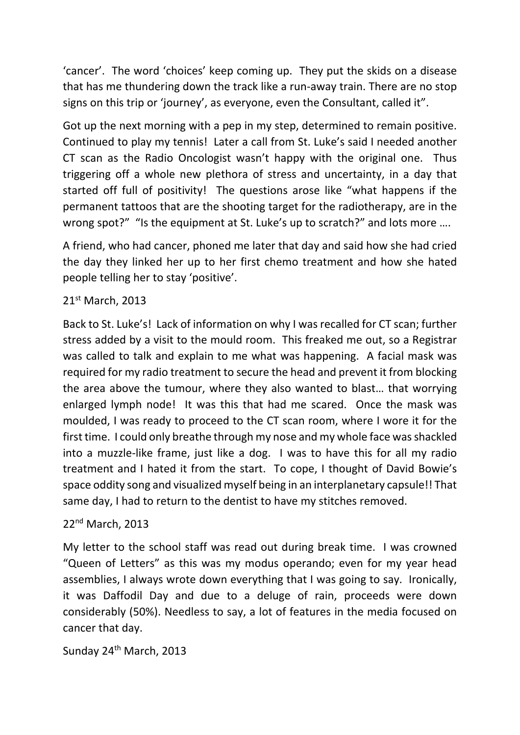'cancer'. The word 'choices' keep coming up. They put the skids on a disease that has me thundering down the track like a run-away train. There are no stop signs on this trip or 'journey', as everyone, even the Consultant, called it".

Got up the next morning with a pep in my step, determined to remain positive. Continued to play my tennis! Later a call from St. Luke's said I needed another CT scan as the Radio Oncologist wasn't happy with the original one. Thus triggering off a whole new plethora of stress and uncertainty, in a day that started off full of positivity! The questions arose like "what happens if the permanent tattoos that are the shooting target for the radiotherapy, are in the wrong spot?" "Is the equipment at St. Luke's up to scratch?" and lots more ….

A friend, who had cancer, phoned me later that day and said how she had cried the day they linked her up to her first chemo treatment and how she hated people telling her to stay 'positive'.

21st March, 2013

Back to St. Luke's! Lack of information on why I was recalled for CT scan; further stress added by a visit to the mould room. This freaked me out, so a Registrar was called to talk and explain to me what was happening. A facial mask was required for my radio treatment to secure the head and prevent it from blocking the area above the tumour, where they also wanted to blast… that worrying enlarged lymph node! It was this that had me scared. Once the mask was moulded, I was ready to proceed to the CT scan room, where I wore it for the first time. I could only breathe through my nose and my whole face was shackled into a muzzle-like frame, just like a dog. I was to have this for all my radio treatment and I hated it from the start. To cope, I thought of David Bowie's space oddity song and visualized myself being in an interplanetary capsule!! That same day, I had to return to the dentist to have my stitches removed.

22nd March, 2013

My letter to the school staff was read out during break time. I was crowned "Queen of Letters" as this was my modus operando; even for my year head assemblies, I always wrote down everything that I was going to say. Ironically, it was Daffodil Day and due to a deluge of rain, proceeds were down considerably (50%). Needless to say, a lot of features in the media focused on cancer that day.

Sunday 24th March, 2013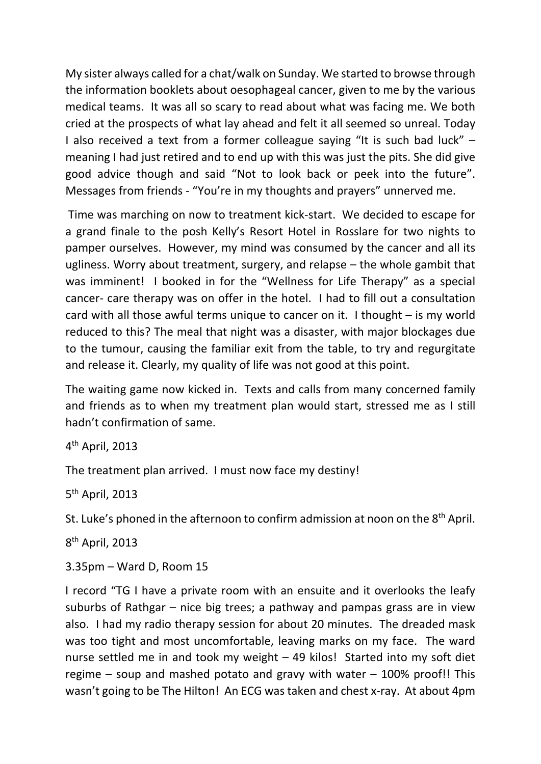My sister always called for a chat/walk on Sunday. We started to browse through the information booklets about oesophageal cancer, given to me by the various medical teams. It was all so scary to read about what was facing me. We both cried at the prospects of what lay ahead and felt it all seemed so unreal. Today I also received a text from a former colleague saying "It is such bad luck" – meaning I had just retired and to end up with this was just the pits. She did give good advice though and said "Not to look back or peek into the future". Messages from friends - "You're in my thoughts and prayers" unnerved me.

Time was marching on now to treatment kick-start. We decided to escape for a grand finale to the posh Kelly's Resort Hotel in Rosslare for two nights to pamper ourselves. However, my mind was consumed by the cancer and all its ugliness. Worry about treatment, surgery, and relapse – the whole gambit that was imminent! I booked in for the "Wellness for Life Therapy" as a special cancer- care therapy was on offer in the hotel. I had to fill out a consultation card with all those awful terms unique to cancer on it. I thought – is my world reduced to this? The meal that night was a disaster, with major blockages due to the tumour, causing the familiar exit from the table, to try and regurgitate and release it. Clearly, my quality of life was not good at this point.

The waiting game now kicked in. Texts and calls from many concerned family and friends as to when my treatment plan would start, stressed me as I still hadn't confirmation of same.

4th April, 2013

The treatment plan arrived. I must now face my destiny!

5th April, 2013

St. Luke's phoned in the afternoon to confirm admission at noon on the 8th April.

8th April, 2013

3.35pm – Ward D, Room 15

I record "TG I have a private room with an ensuite and it overlooks the leafy suburbs of Rathgar – nice big trees; a pathway and pampas grass are in view also. I had my radio therapy session for about 20 minutes. The dreaded mask was too tight and most uncomfortable, leaving marks on my face. The ward nurse settled me in and took my weight – 49 kilos! Started into my soft diet regime – soup and mashed potato and gravy with water – 100% proof!! This wasn't going to be The Hilton! An ECG was taken and chest x-ray. At about 4pm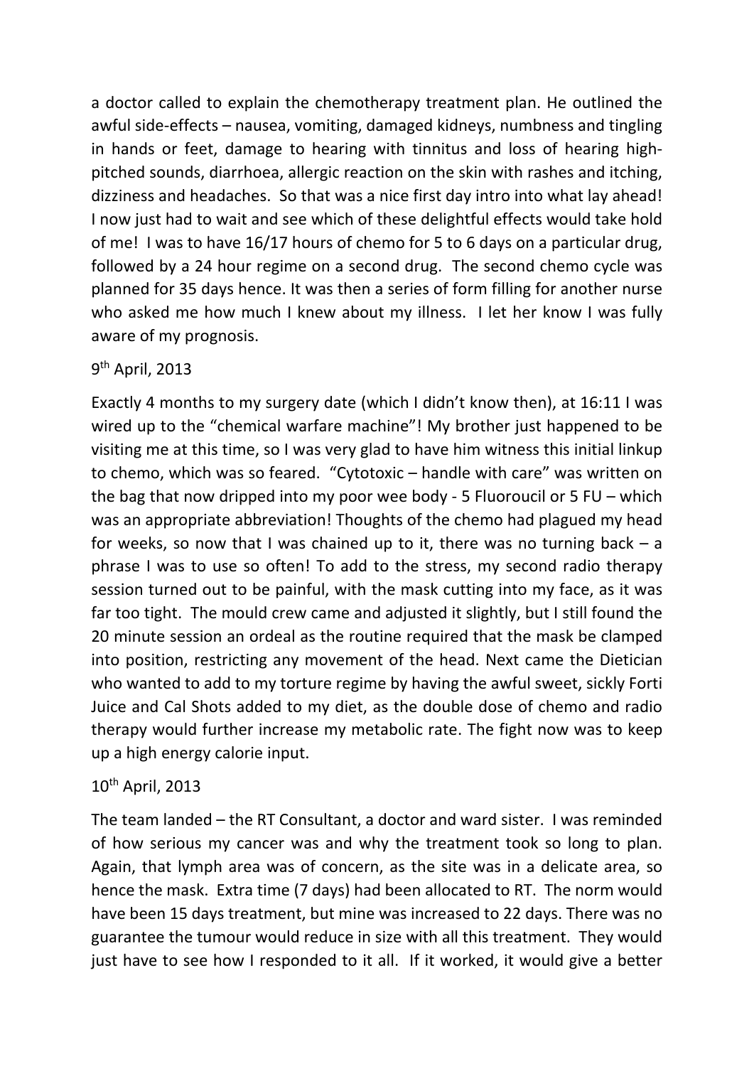a doctor called to explain the chemotherapy treatment plan. He outlined the awful side-effects – nausea, vomiting, damaged kidneys, numbness and tingling in hands or feet, damage to hearing with tinnitus and loss of hearing high-pitched sounds, diarrhoea, allergic reaction on the skin with rashes and itching, dizziness and headaches. So that was a nice first day intro into what lay ahead! I now just had to wait and see which of these delightful effects would take hold of me! I was to have 16/17 hours of chemo for 5 to 6 days on a particular drug, followed by a 24 hour regime on a second drug. The second chemo cycle was planned for 35 days hence. It was then a series of form filling for another nurse who asked me how much I knew about my illness. I let her know I was fully aware of my prognosis.

9th April, 2013

Exactly 4 months to my surgery date (which I didn't know then), at 16:11 I was wired up to the "chemical warfare machine"! My brother just happened to be visiting me at this time, so I was very glad to have him witness this initial linkup to chemo, which was so feared. "Cytotoxic – handle with care" was written on the bag that now dripped into my poor wee body - 5 Fluoroucil or 5 FU – which was an appropriate abbreviation! Thoughts of the chemo had plagued my head for weeks, so now that I was chained up to it, there was no turning back – a phrase I was to use so often! To add to the stress, my second radio therapy session turned out to be painful, with the mask cutting into my face, as it was far too tight. The mould crew came and adjusted it slightly, but I still found the 20 minute session an ordeal as the routine required that the mask be clamped into position, restricting any movement of the head. Next came the Dietician who wanted to add to my torture regime by having the awful sweet, sickly Forti Juice and Cal Shots added to my diet, as the double dose of chemo and radio therapy would further increase my metabolic rate. The fight now was to keep up a high energy calorie input.

10th April, 2013

The team landed – the RT Consultant, a doctor and ward sister. I was reminded of how serious my cancer was and why the treatment took so long to plan. Again, that lymph area was of concern, as the site was in a delicate area, so hence the mask. Extra time (7 days) had been allocated to RT. The norm would have been 15 days treatment, but mine was increased to 22 days. There was no guarantee the tumour would reduce in size with all this treatment. They would just have to see how I responded to it all. If it worked, it would give a better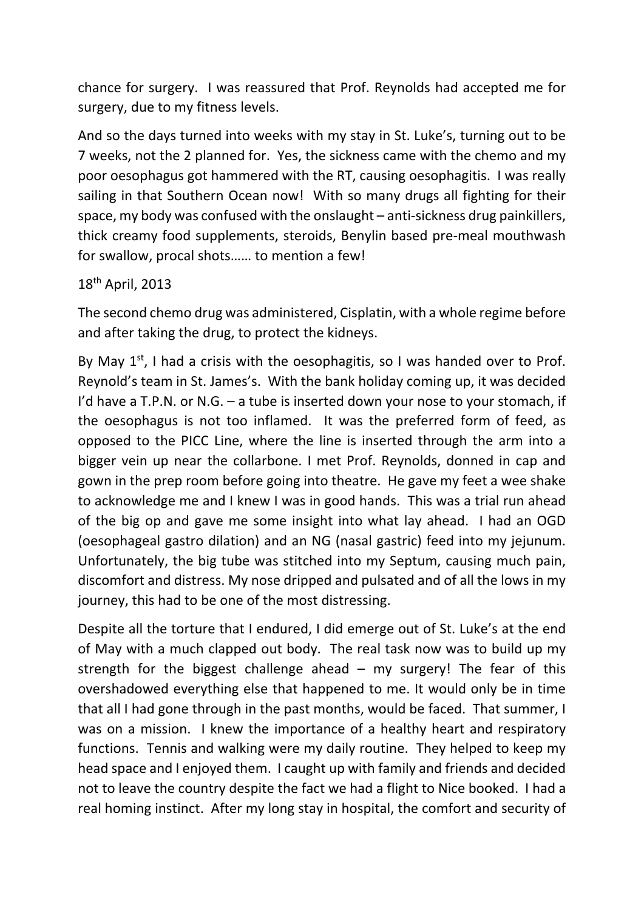chance for surgery. I was reassured that Prof. Reynolds had accepted me for surgery, due to my fitness levels.

And so the days turned into weeks with my stay in St. Luke's, turning out to be 7 weeks, not the 2 planned for. Yes, the sickness came with the chemo and my poor oesophagus got hammered with the RT, causing oesophagitis. I was really sailing in that Southern Ocean now! With so many drugs all fighting for their space, my body was confused with the onslaught – anti-sickness drug painkillers, thick creamy food supplements, steroids, Benylin based pre-meal mouthwash for swallow, procal shots…… to mention a few!

18th April, 2013

The second chemo drug was administered, Cisplatin, with a whole regime before and after taking the drug, to protect the kidneys.

By May 1st, I had a crisis with the oesophagitis, so I was handed over to Prof. Reynold's team in St. James's. With the bank holiday coming up, it was decided I'd have a T.P.N. or N.G. – a tube is inserted down your nose to your stomach, if the oesophagus is not too inflamed. It was the preferred form of feed, as opposed to the PICC Line, where the line is inserted through the arm into a bigger vein up near the collarbone. I met Prof. Reynolds, donned in cap and gown in the prep room before going into theatre. He gave my feet a wee shake to acknowledge me and I knew I was in good hands. This was a trial run ahead of the big op and gave me some insight into what lay ahead. I had an OGD (oesophageal gastro dilation) and an NG (nasal gastric) feed into my jejunum. Unfortunately, the big tube was stitched into my Septum, causing much pain, discomfort and distress. My nose dripped and pulsated and of all the lows in my journey, this had to be one of the most distressing.

Despite all the torture that I endured, I did emerge out of St. Luke's at the end of May with a much clapped out body. The real task now was to build up my strength for the biggest challenge ahead – my surgery! The fear of this overshadowed everything else that happened to me. It would only be in time that all I had gone through in the past months, would be faced. That summer, I was on a mission. I knew the importance of a healthy heart and respiratory functions. Tennis and walking were my daily routine. They helped to keep my head space and I enjoyed them. I caught up with family and friends and decided not to leave the country despite the fact we had a flight to Nice booked. I had a real homing instinct. After my long stay in hospital, the comfort and security of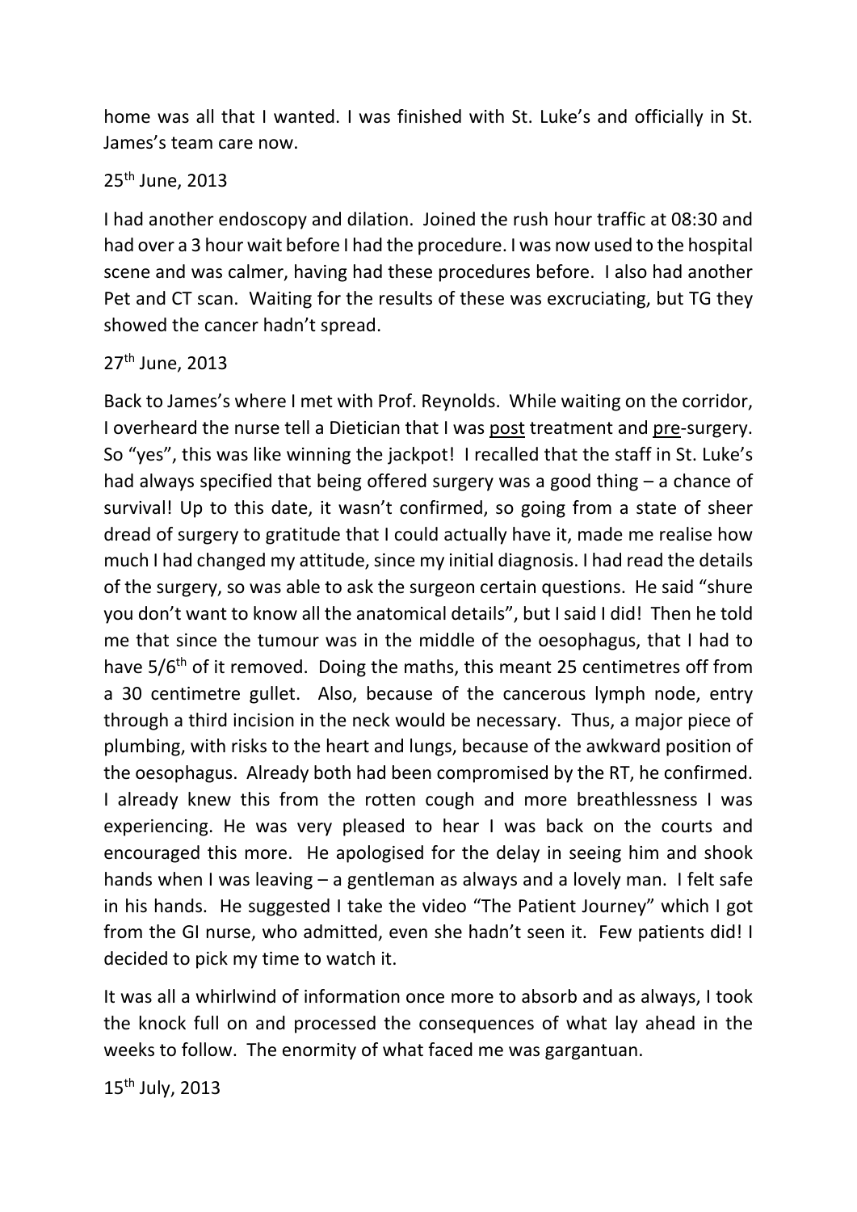home was all that I wanted. I was finished with St. Luke's and officially in St. James's team care now.

25th June, 2013

I had another endoscopy and dilation. Joined the rush hour traffic at 08:30 and had over a 3 hour wait before I had the procedure. I was now used to the hospital scene and was calmer, having had these procedures before. I also had another Pet and CT scan. Waiting for the results of these was excruciating, but TG they showed the cancer hadn't spread.

27th June, 2013

Back to James's where I met with Prof. Reynolds. While waiting on the corridor, I overheard the nurse tell a Dietician that I was <u>post</u> treatment and <u>pre</u>-surgery. So "yes", this was like winning the jackpot! I recalled that the staff in St. Luke's had always specified that being offered surgery was a good thing – a chance of survival! Up to this date, it wasn't confirmed, so going from a state of sheer dread of surgery to gratitude that I could actually have it, made me realise how much I had changed my attitude, since my initial diagnosis. I had read the details of the surgery, so was able to ask the surgeon certain questions. He said "shure you don't want to know all the anatomical details", but I said I did! Then he told me that since the tumour was in the middle of the oesophagus, that I had to have 5/6th of it removed. Doing the maths, this meant 25 centimetres off from a 30 centimetre gullet. Also, because of the cancerous lymph node, entry through a third incision in the neck would be necessary. Thus, a major piece of plumbing, with risks to the heart and lungs, because of the awkward position of the oesophagus. Already both had been compromised by the RT, he confirmed. I already knew this from the rotten cough and more breathlessness I was experiencing. He was very pleased to hear I was back on the courts and encouraged this more. He apologised for the delay in seeing him and shook hands when I was leaving – a gentleman as always and a lovely man. I felt safe in his hands. He suggested I take the video "The Patient Journey" which I got from the GI nurse, who admitted, even she hadn't seen it. Few patients did! I decided to pick my time to watch it.

It was all a whirlwind of information once more to absorb and as always, I took the knock full on and processed the consequences of what lay ahead in the weeks to follow. The enormity of what faced me was gargantuan.

15th July, 2013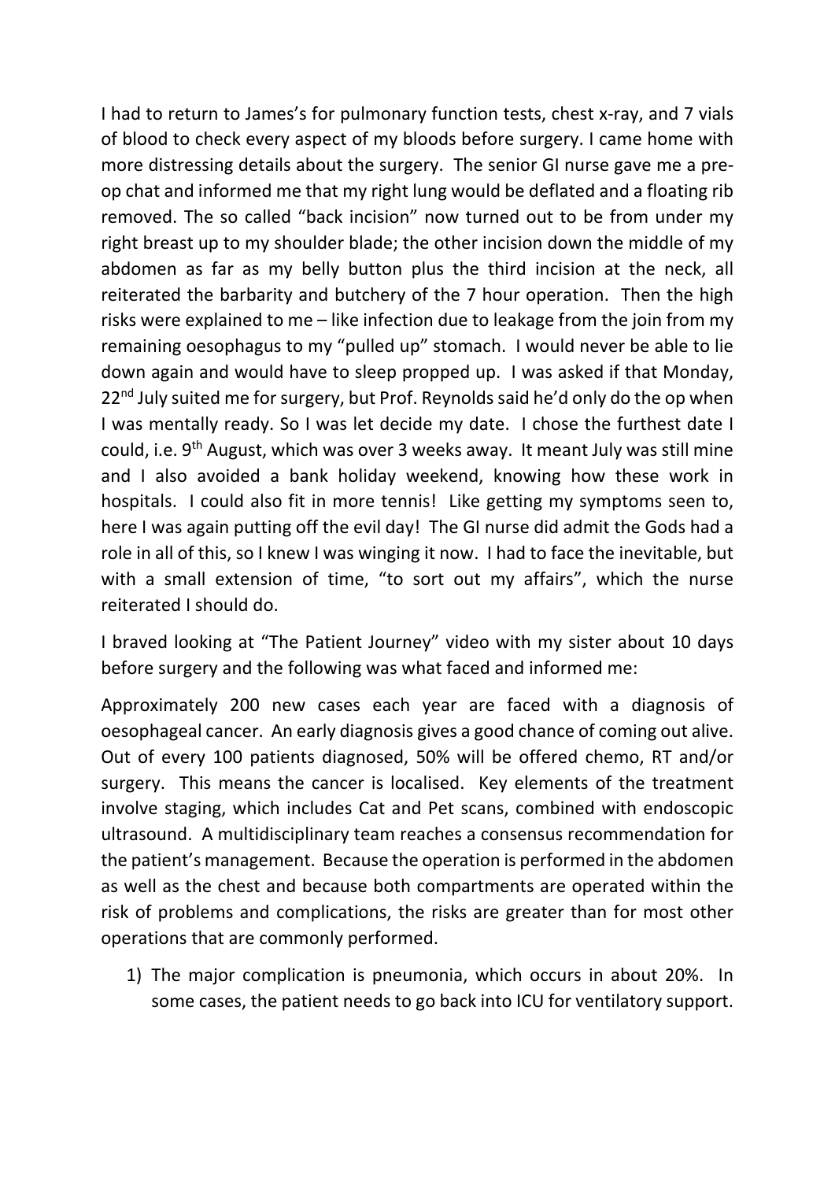I had to return to James's for pulmonary function tests, chest x-ray, and 7 vials of blood to check every aspect of my bloods before surgery. I came home with more distressing details about the surgery. The senior GI nurse gave me a pre-op chat and informed me that my right lung would be deflated and a floating rib removed. The so called "back incision" now turned out to be from under my right breast up to my shoulder blade; the other incision down the middle of my abdomen as far as my belly button plus the third incision at the neck, all reiterated the barbarity and butchery of the 7 hour operation. Then the high risks were explained to me – like infection due to leakage from the join from my remaining oesophagus to my "pulled up" stomach. I would never be able to lie down again and would have to sleep propped up. I was asked if that Monday, 22nd July suited me for surgery, but Prof. Reynolds said he'd only do the op when I was mentally ready. So I was let decide my date. I chose the furthest date I could, i.e. 9th August, which was over 3 weeks away. It meant July was still mine and I also avoided a bank holiday weekend, knowing how these work in hospitals. I could also fit in more tennis! Like getting my symptoms seen to, here I was again putting off the evil day! The GI nurse did admit the Gods had a role in all of this, so I knew I was winging it now. I had to face the inevitable, but with a small extension of time, "to sort out my affairs", which the nurse reiterated I should do.

I braved looking at "The Patient Journey" video with my sister about 10 days before surgery and the following was what faced and informed me:

Approximately 200 new cases each year are faced with a diagnosis of oesophageal cancer. An early diagnosis gives a good chance of coming out alive. Out of every 100 patients diagnosed, 50% will be offered chemo, RT and/or surgery. This means the cancer is localised. Key elements of the treatment involve staging, which includes Cat and Pet scans, combined with endoscopic ultrasound. A multidisciplinary team reaches a consensus recommendation for the patient's management. Because the operation is performed in the abdomen as well as the chest and because both compartments are operated within the risk of problems and complications, the risks are greater than for most other operations that are commonly performed.

1) The major complication is pneumonia, which occurs in about 20%. In some cases, the patient needs to go back into ICU for ventilatory support.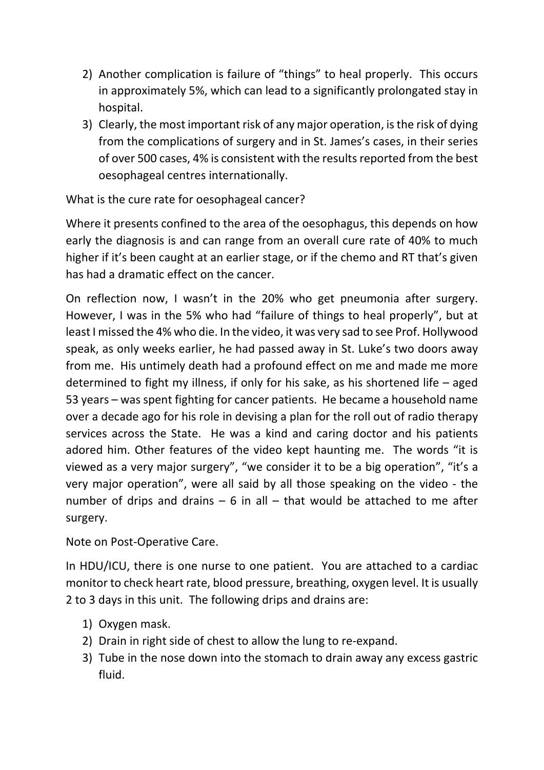2) Another complication is failure of "things" to heal properly. This occurs in approximately 5%, which can lead to a significantly prolongated stay in hospital.
3) Clearly, the most important risk of any major operation, is the risk of dying from the complications of surgery and in St. James's cases, in their series of over 500 cases, 4% is consistent with the results reported from the best oesophageal centres internationally.

What is the cure rate for oesophageal cancer?

Where it presents confined to the area of the oesophagus, this depends on how early the diagnosis is and can range from an overall cure rate of 40% to much higher if it's been caught at an earlier stage, or if the chemo and RT that's given has had a dramatic effect on the cancer.

On reflection now, I wasn't in the 20% who get pneumonia after surgery. However, I was in the 5% who had "failure of things to heal properly", but at least I missed the 4% who die. In the video, it was very sad to see Prof. Hollywood speak, as only weeks earlier, he had passed away in St. Luke's two doors away from me. His untimely death had a profound effect on me and made me more determined to fight my illness, if only for his sake, as his shortened life – aged 53 years – was spent fighting for cancer patients. He became a household name over a decade ago for his role in devising a plan for the roll out of radio therapy services across the State. He was a kind and caring doctor and his patients adored him. Other features of the video kept haunting me. The words "it is viewed as a very major surgery", "we consider it to be a big operation", "it's a very major operation", were all said by all those speaking on the video - the number of drips and drains – 6 in all – that would be attached to me after surgery.

Note on Post-Operative Care.

In HDU/ICU, there is one nurse to one patient. You are attached to a cardiac monitor to check heart rate, blood pressure, breathing, oxygen level. It is usually 2 to 3 days in this unit. The following drips and drains are:

1) Oxygen mask.
2) Drain in right side of chest to allow the lung to re-expand.
3) Tube in the nose down into the stomach to drain away any excess gastric fluid.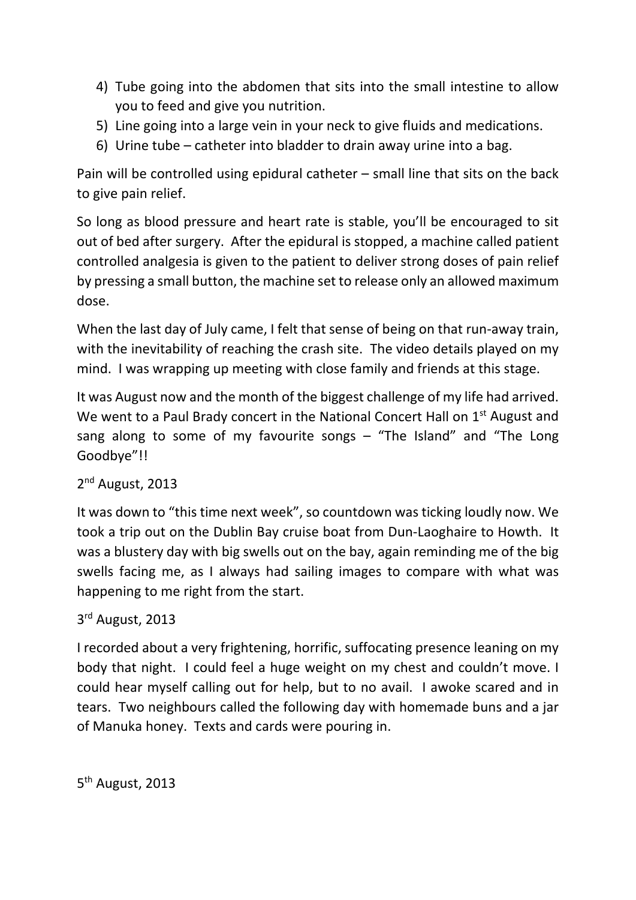4) Tube going into the abdomen that sits into the small intestine to allow you to feed and give you nutrition.
5) Line going into a large vein in your neck to give fluids and medications.
6) Urine tube – catheter into bladder to drain away urine into a bag.

Pain will be controlled using epidural catheter – small line that sits on the back to give pain relief.

So long as blood pressure and heart rate is stable, you'll be encouraged to sit out of bed after surgery. After the epidural is stopped, a machine called patient controlled analgesia is given to the patient to deliver strong doses of pain relief by pressing a small button, the machine set to release only an allowed maximum dose.

When the last day of July came, I felt that sense of being on that run-away train, with the inevitability of reaching the crash site. The video details played on my mind. I was wrapping up meeting with close family and friends at this stage.

It was August now and the month of the biggest challenge of my life had arrived. We went to a Paul Brady concert in the National Concert Hall on 1st August and sang along to some of my favourite songs – "The Island" and "The Long Goodbye"!!

2nd August, 2013

It was down to "this time next week", so countdown was ticking loudly now. We took a trip out on the Dublin Bay cruise boat from Dun-Laoghaire to Howth. It was a blustery day with big swells out on the bay, again reminding me of the big swells facing me, as I always had sailing images to compare with what was happening to me right from the start.

3rd August, 2013

I recorded about a very frightening, horrific, suffocating presence leaning on my body that night. I could feel a huge weight on my chest and couldn't move. I could hear myself calling out for help, but to no avail. I awoke scared and in tears. Two neighbours called the following day with homemade buns and a jar of Manuka honey. Texts and cards were pouring in.

5th August, 2013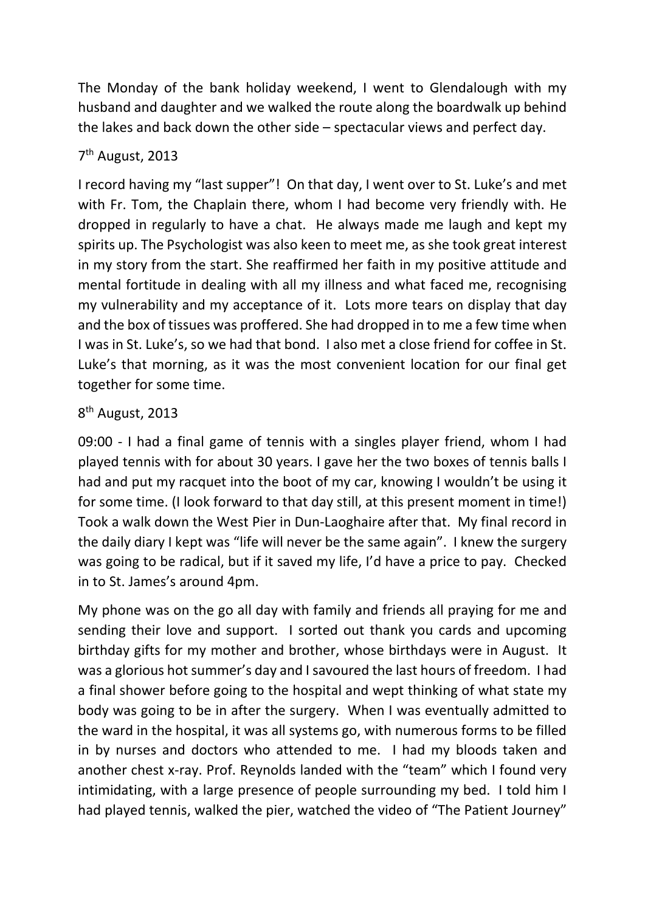The Monday of the bank holiday weekend, I went to Glendalough with my husband and daughter and we walked the route along the boardwalk up behind the lakes and back down the other side – spectacular views and perfect day.

7th August, 2013

I record having my "last supper"! On that day, I went over to St. Luke's and met with Fr. Tom, the Chaplain there, whom I had become very friendly with. He dropped in regularly to have a chat. He always made me laugh and kept my spirits up. The Psychologist was also keen to meet me, as she took great interest in my story from the start. She reaffirmed her faith in my positive attitude and mental fortitude in dealing with all my illness and what faced me, recognising my vulnerability and my acceptance of it. Lots more tears on display that day and the box of tissues was proffered. She had dropped in to me a few time when I was in St. Luke's, so we had that bond. I also met a close friend for coffee in St. Luke's that morning, as it was the most convenient location for our final get together for some time.

8th August, 2013

09:00 - I had a final game of tennis with a singles player friend, whom I had played tennis with for about 30 years. I gave her the two boxes of tennis balls I had and put my racquet into the boot of my car, knowing I wouldn't be using it for some time. (I look forward to that day still, at this present moment in time!) Took a walk down the West Pier in Dun-Laoghaire after that. My final record in the daily diary I kept was "life will never be the same again". I knew the surgery was going to be radical, but if it saved my life, I'd have a price to pay. Checked in to St. James's around 4pm.

My phone was on the go all day with family and friends all praying for me and sending their love and support. I sorted out thank you cards and upcoming birthday gifts for my mother and brother, whose birthdays were in August. It was a glorious hot summer's day and I savoured the last hours of freedom. I had a final shower before going to the hospital and wept thinking of what state my body was going to be in after the surgery. When I was eventually admitted to the ward in the hospital, it was all systems go, with numerous forms to be filled in by nurses and doctors who attended to me. I had my bloods taken and another chest x-ray. Prof. Reynolds landed with the "team" which I found very intimidating, with a large presence of people surrounding my bed. I told him I had played tennis, walked the pier, watched the video of "The Patient Journey"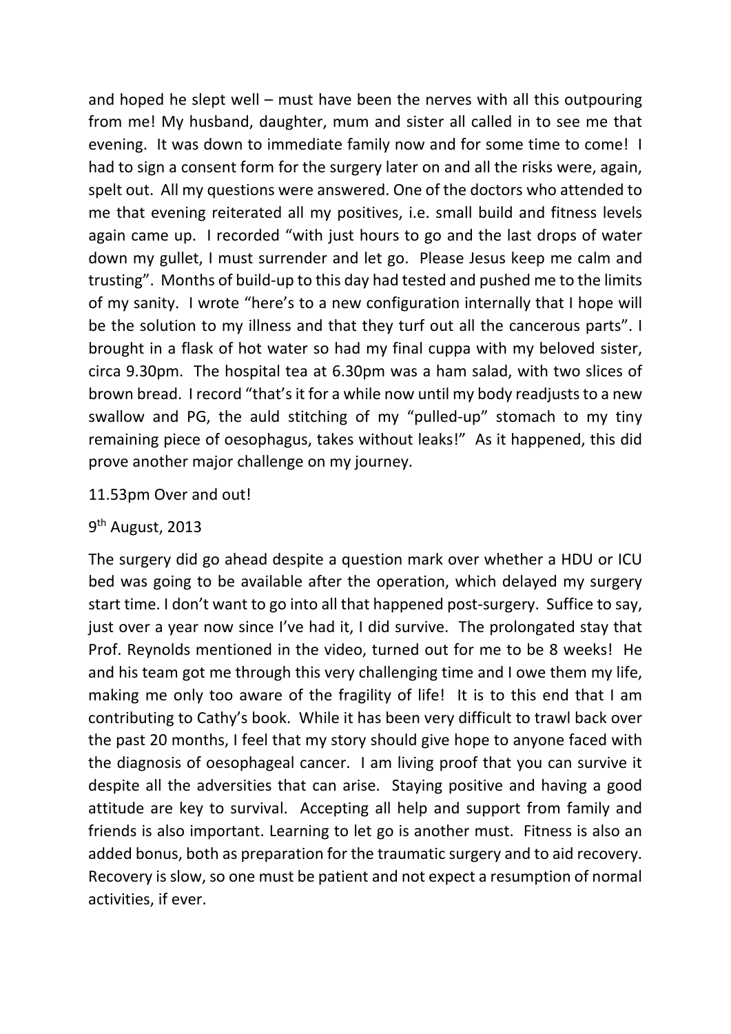and hoped he slept well – must have been the nerves with all this outpouring from me! My husband, daughter, mum and sister all called in to see me that evening. It was down to immediate family now and for some time to come! I had to sign a consent form for the surgery later on and all the risks were, again, spelt out. All my questions were answered. One of the doctors who attended to me that evening reiterated all my positives, i.e. small build and fitness levels again came up. I recorded "with just hours to go and the last drops of water down my gullet, I must surrender and let go. Please Jesus keep me calm and trusting". Months of build-up to this day had tested and pushed me to the limits of my sanity. I wrote "here's to a new configuration internally that I hope will be the solution to my illness and that they turf out all the cancerous parts". I brought in a flask of hot water so had my final cuppa with my beloved sister, circa 9.30pm. The hospital tea at 6.30pm was a ham salad, with two slices of brown bread. I record "that's it for a while now until my body readjusts to a new swallow and PG, the auld stitching of my "pulled-up" stomach to my tiny remaining piece of oesophagus, takes without leaks!" As it happened, this did prove another major challenge on my journey.

11.53pm Over and out!

9th August, 2013

The surgery did go ahead despite a question mark over whether a HDU or ICU bed was going to be available after the operation, which delayed my surgery start time. I don't want to go into all that happened post-surgery. Suffice to say, just over a year now since I've had it, I did survive. The prolongated stay that Prof. Reynolds mentioned in the video, turned out for me to be 8 weeks! He and his team got me through this very challenging time and I owe them my life, making me only too aware of the fragility of life! It is to this end that I am contributing to Cathy's book. While it has been very difficult to trawl back over the past 20 months, I feel that my story should give hope to anyone faced with the diagnosis of oesophageal cancer. I am living proof that you can survive it despite all the adversities that can arise. Staying positive and having a good attitude are key to survival. Accepting all help and support from family and friends is also important. Learning to let go is another must. Fitness is also an added bonus, both as preparation for the traumatic surgery and to aid recovery. Recovery is slow, so one must be patient and not expect a resumption of normal activities, if ever.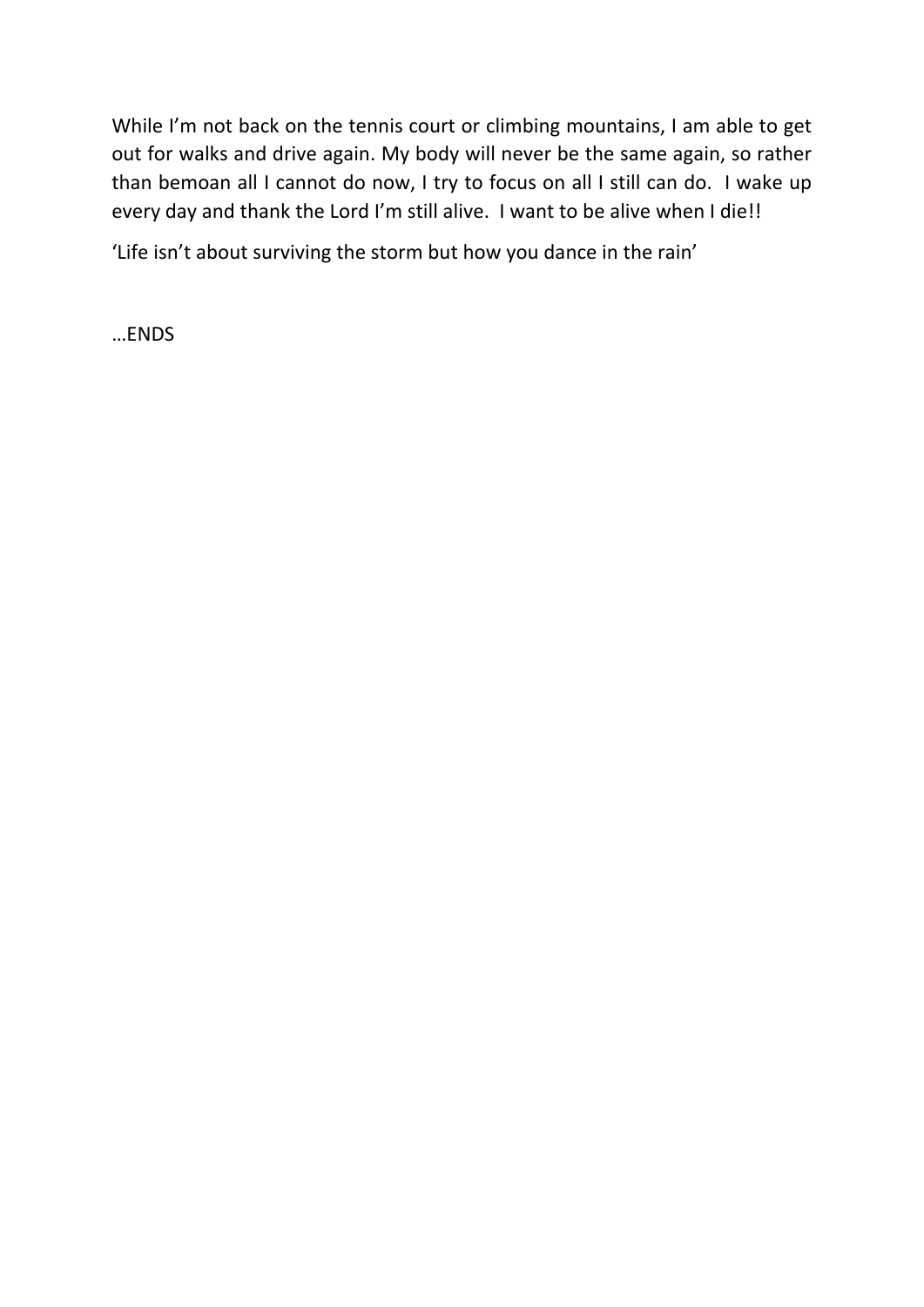While I'm not back on the tennis court or climbing mountains, I am able to get out for walks and drive again. My body will never be the same again, so rather than bemoan all I cannot do now, I try to focus on all I still can do. I wake up every day and thank the Lord I'm still alive. I want to be alive when I die!!

'Life isn't about surviving the storm but how you dance in the rain'

…ENDS